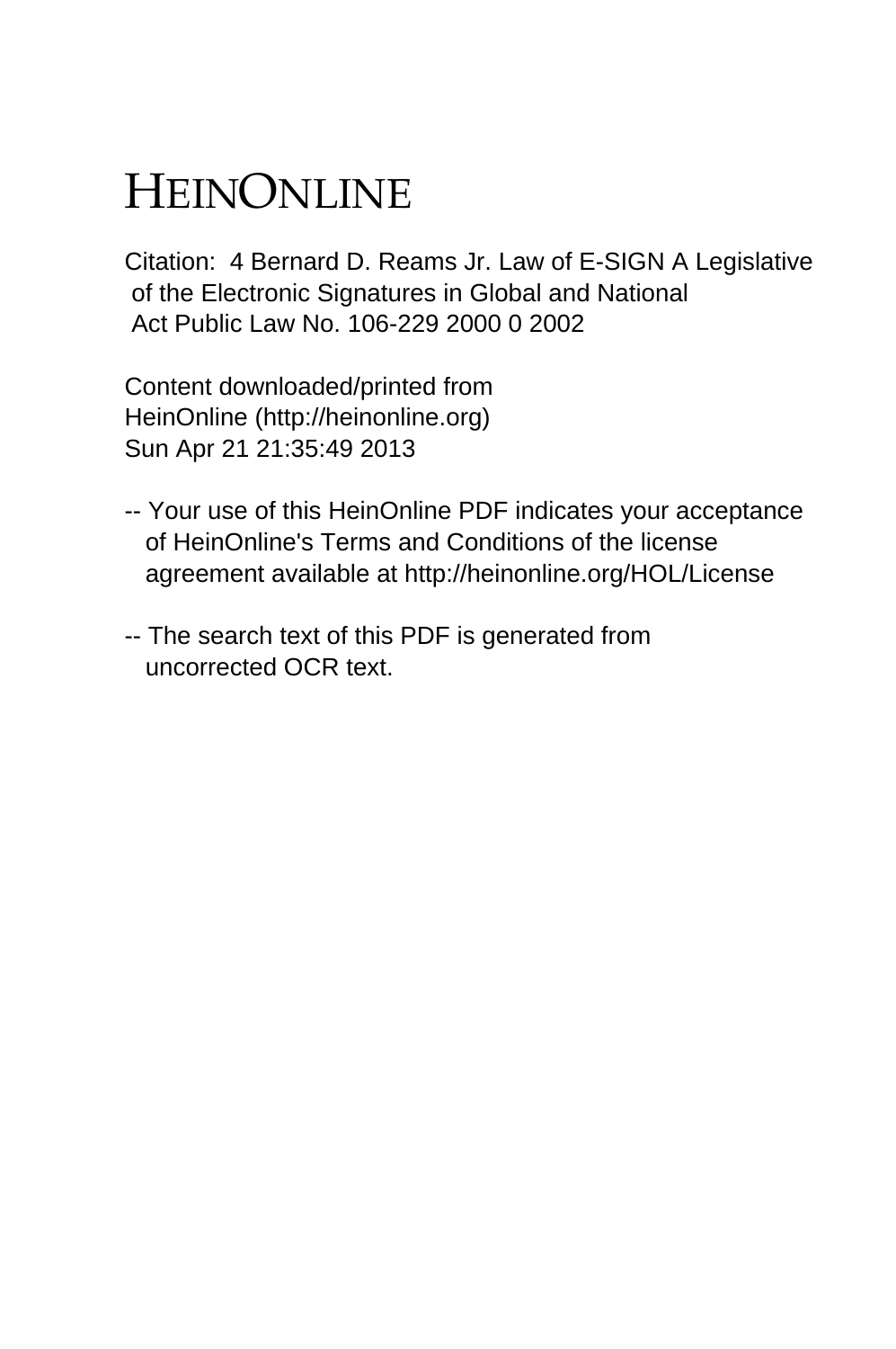# HEINONLINE

Citation: 4 Bernard D. Reams Jr. Law of E-SIGN A Legislative of the Electronic Signatures in Global and National Act Public Law No. 106-229 2000 0 2002

Content downloaded/printed from
HeinOnline (http://heinonline.org)
Sun Apr 21 21:35:49 2013

-- Your use of this HeinOnline PDF indicates your acceptance of HeinOnline's Terms and Conditions of the license agreement available at http://heinonline.org/HOL/License

-- The search text of this PDF is generated from uncorrected OCR text.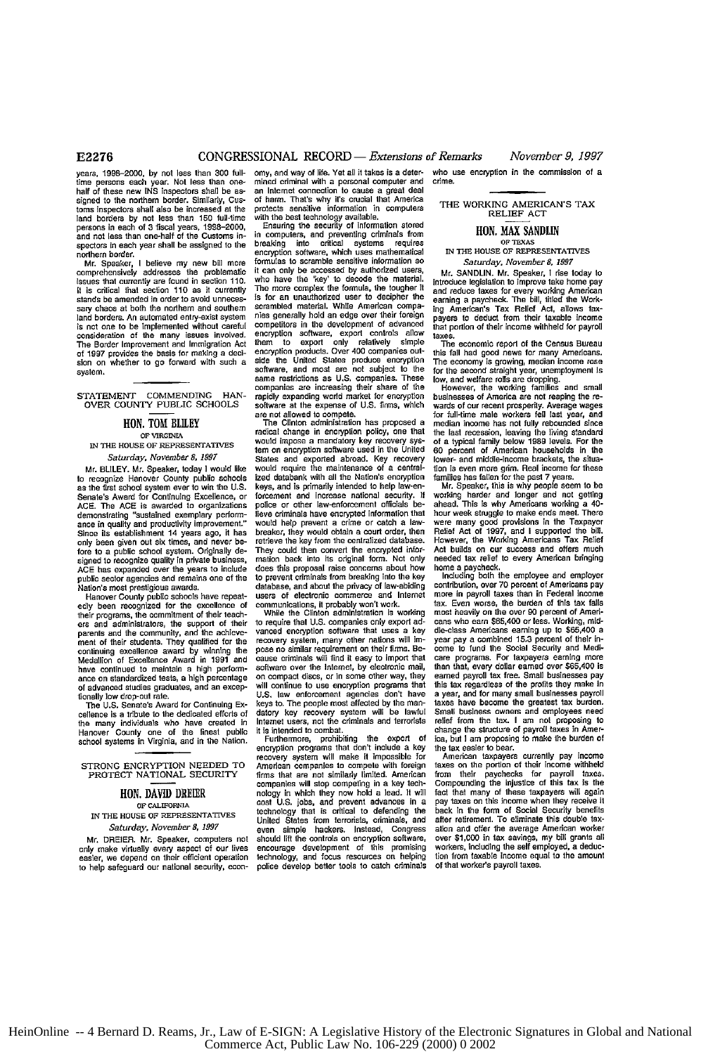years, 1998–2000, by not less than 300 full-time persons each year. Not less than one-half of these new INS inspectors shall be assigned to the northern border. Similarly, Customs inspectors shall also be increased at the land borders by not less than 150 full-time persons in each of 3 fiscal years, 1998–2000, and not less than one-half of the Customs inspectors in each year shall be assigned to the northern border.

Mr. Speaker, I believe my new bill more comprehensively addresses the problematic issues that currently are found in section 110. It is critical that section 110 as it currently stands be amended in order to avoid unnecessary chaos at both the northern and southern land borders. An automated entry-exist system is not one to be implemented without careful consideration of the many issues involved. The Border Improvement and Immigration Act of 1997 provides the basis for making a decision on whether to go forward with such a system.

## STATEMENT COMMENDING HANOVER COUNTY PUBLIC SCHOOLS

### HON. TOM BLILEY
OF VIRGINIA
IN THE HOUSE OF REPRESENTATIVES
*Saturday, November 8, 1997*

Mr. BLILEY. Mr. Speaker, today I would like to recognize Hanover County public schools as the first school system ever to win the U.S. Senate's Award for Continuing Excellence, or ACE. The ACE is awarded to organizations demonstrating "sustained exemplary performance in quality and productivity improvement." Since its establishment 14 years ago, it has only been given out six times, and never before to a public school system. Originally designed to recognize quality in private business, ACE has expanded over the years to include public sector agencies and remains one of the Nation's most prestigious awards.

Hanover County public schools have repeatedly been recognized for the excellence of their programs, the commitment of their teachers and administrators, the support of their parents and the community, and the achievement of their students. They qualified for the continuing excellence award by winning the Medallion of Excellence Award in 1991 and have continued to maintain a high performance on standardized tests, a high percentage of advanced studies graduates, and an exceptionally low drop-out rate.

The U.S. Senate's Award for Continuing Excellence is a tribute to the dedicated efforts of the many individuals who have created in Hanover County one of the finest public school systems in Virginia, and in the Nation.

## STRONG ENCRYPTION NEEDED TO PROTECT NATIONAL SECURITY

### HON. DAVID DREIER
OF CALIFORNIA
IN THE HOUSE OF REPRESENTATIVES
*Saturday, November 8, 1997*

Mr. DREIER. Mr. Speaker, computers not only make virtually every aspect of our lives easier, we depend on their efficient operation to help safeguard our national security, economy, and way of life. Yet all it takes is a determined criminal with a personal computer and an Internet connection to cause a great deal of harm. That's why it's crucial that America protects sensitive information in computers with the best technology available.

Ensuring the security of information stored in computers, and preventing criminals from breaking into critical systems requires encryption software, which uses mathematical formulas to scramble sensitive information so it can only be accessed by authorized users, who have the 'key' to decode the material. The more complex the formula, the tougher it is for an unauthorized user to decipher the scrambled material. While American companies generally hold an edge over their foreign competitors in the development of advanced encryption software, export controls allow them to export only relatively simple encryption products. Over 400 companies outside the United States produce encryption software, and most are not subject to the same restrictions as U.S. companies. These companies are increasing their share of the rapidly expanding world market for encryption software at the expense of U.S. firms, which are not allowed to compete.

The Clinton administration has proposed a radical change in encryption policy, one that would impose a mandatory key recovery system on encryption software used in the United States and exported abroad. Key recovery would require the maintenance of a centralized databank with all the Nation's encryption keys, and is primarily intended to help law-enforcement and increase national security. If police or other law-enforcement officials believe criminals have encrypted information that would help prevent a crime or catch a lawbreaker, they would obtain a court order, then retrieve the key from the centralized database. They could then convert the encrypted information back into its original form. Not only does this proposal raise concerns about how to prevent criminals from breaking into the key database, and about the privacy of law-abiding users of electronic commerce and Internet communications, it probably won't work.

While the Clinton administration is working to require that U.S. companies only export advanced encryption software that uses a key recovery system, many other nations will impose no similar requirement on their firms. Because criminals will find it easy to import that software over the Internet, by electronic mail, on compact discs, or in some other way, they will continue to use encryption programs that U.S. law enforcement agencies don't have keys to. The people most affected by the mandatory key recovery system will be lawful Internet users, not the criminals and terrorists it is intended to combat.

Furthermore, prohibiting the export of encryption programs that don't include a key recovery system will make it impossible for American companies to compete with foreign firms that are not similarly limited. American companies will stop competing in a key technology in which they now hold a lead. It will cost U.S. jobs, and prevent advances in a technology that is critical to defending the United States from terrorists, criminals, and even simple hackers. Instead, Congress should lift the controls on encryption software, encourage development of this promising technology, and focus resources on helping police develop better tools to catch criminals who use encryption in the commission of a crime.

## THE WORKING AMERICAN'S TAX RELIEF ACT

### HON. MAX SANDLIN
OF TEXAS
IN THE HOUSE OF REPRESENTATIVES
*Saturday, November 8, 1997*

Mr. SANDLIN. Mr. Speaker, I rise today to introduce legislation to improve take home pay and reduce taxes for every working American earning a paycheck. The bill, titled the Working American's Tax Relief Act, allows taxpayers to deduct from their taxable income that portion of their income withheld for payroll taxes.

The economic report of the Census Bureau this fall had good news for many Americans. The economy is growing, median income rose for the second straight year, unemployment is low, and welfare rolls are dropping.

However, the working families and small businesses of America are not reaping the rewards of our recent prosperity. Average wages for full-time male workers fell last year, and median income has not fully rebounded since the last recession, leaving the living standard of a typical family below 1989 levels. For the 60 percent of American households in the lower- and middle-income brackets, the situation is even more grim. Real income for these families has fallen for the past 7 years.

Mr. Speaker, this is why people seem to be working harder and longer and not getting ahead. This is why Americans working a 40-hour week struggle to make ends meet. There were many good provisions in the Taxpayer Relief Act of 1997, and I supported the bill. However, the Working Americans Tax Relief Act builds on our success and offers much needed tax relief to every American bringing home a paycheck.

Including both the employee and employer contribution, over 70 percent of Americans pay more in payroll taxes than in Federal income tax. Even worse, the burden of this tax falls most heavily on the over 90 percent of Americans who earn $65,400 or less. Working, middle-class Americans earning up to $65,400 a year pay a combined 15.3 percent of their income to fund the Social Security and Medicare programs. For taxpayers earning more than that, every dollar earned over $65,400 is earned payroll tax free. Small businesses pay this tax regardless of the profits they make in a year, and for many small businesses payroll taxes have become the greatest tax burden. Small business owners and employees need relief from the tax. I am not proposing to change the structure of payroll taxes in America, but I am proposing to make the burden of the tax easier to bear.

American taxpayers currently pay income taxes on the portion of their income withheld from their paychecks for payroll taxes. Compounding the injustice of this tax is the fact that many of these taxpayers will again pay taxes on this income when they receive it back in the form of Social Security benefits after retirement. To eliminate this double taxation and offer the average American worker over $1,000 in tax savings, my bill grants all workers, including the self employed, a deduction from taxable income equal to the amount of that worker's payroll taxes.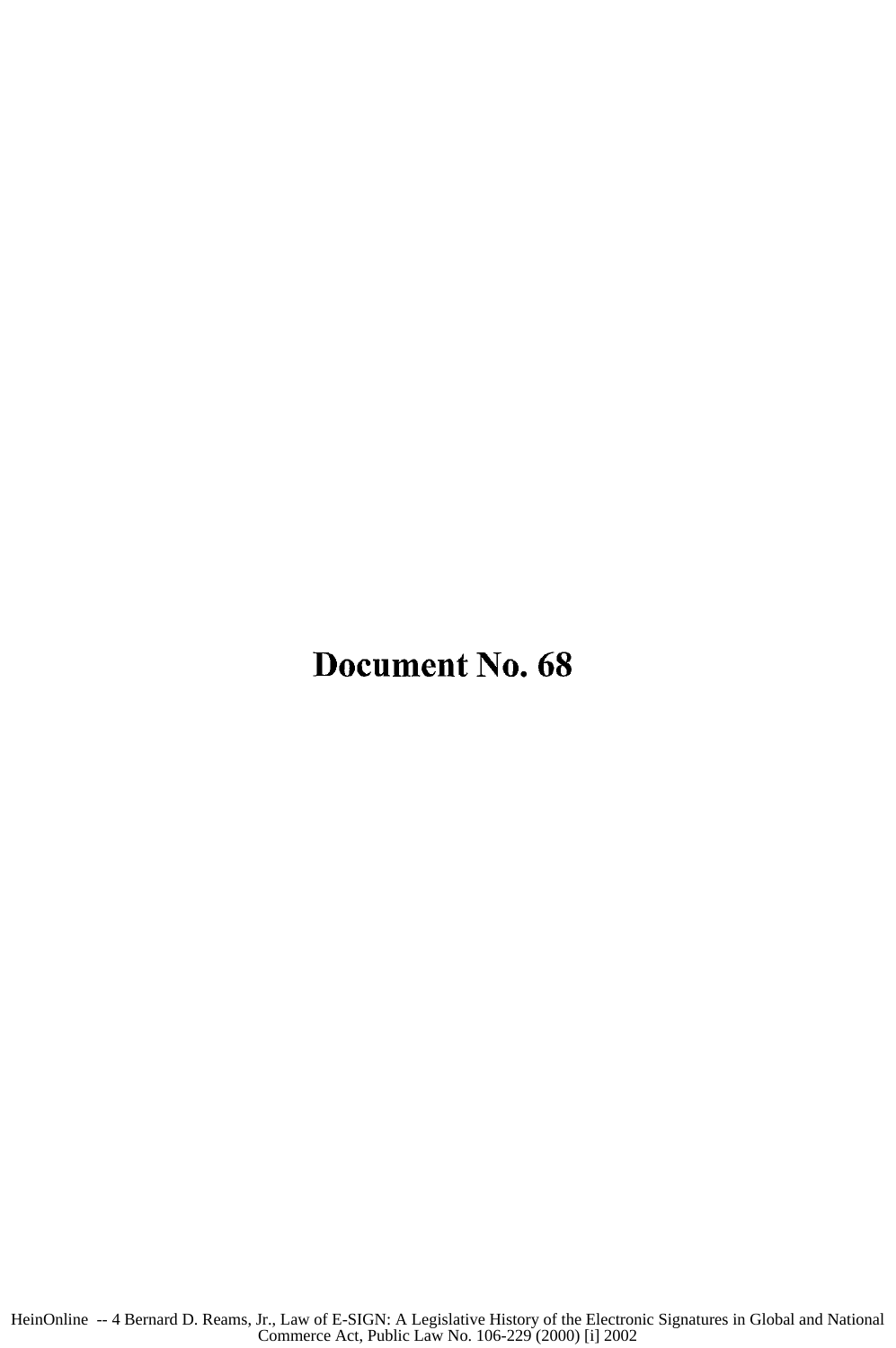# Document No. 68